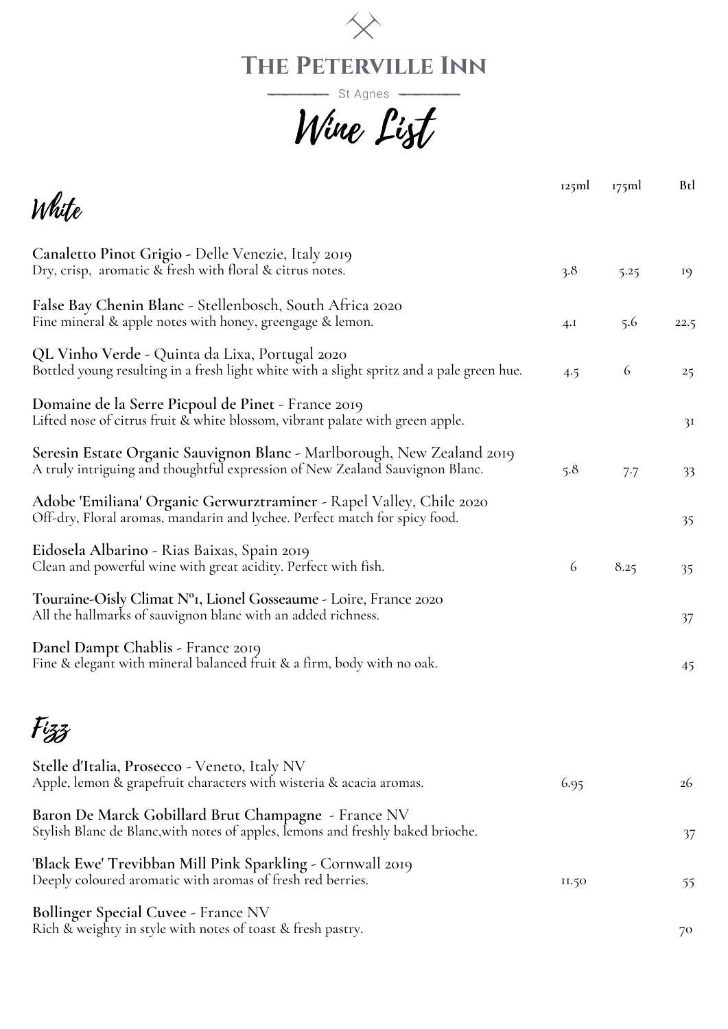# The Peterville Inn

St Agnes

# Wine List

## White

| | 125ml | 175ml | Btl |
|---|---|---|---|
| **Canaletto Pinot Grigio** - Delle Venezie, Italy 2019<br>Dry, crisp, aromatic & fresh with floral & citrus notes. | 3.8 | 5.25 | 19 |
| **False Bay Chenin Blanc** - Stellenbosch, South Africa 2020<br>Fine mineral & apple notes with honey, greengage & lemon. | 4.1 | 5.6 | 22.5 |
| **QL Vinho Verde** - Quinta da Lixa, Portugal 2020<br>Bottled young resulting in a fresh light white with a slight spritz and a pale green hue. | 4.5 | 6 | 25 |
| **Domaine de la Serre Picpoul de Pinet** - France 2019<br>Lifted nose of citrus fruit & white blossom, vibrant palate with green apple. | | | 31 |
| **Seresin Estate Organic Sauvignon Blanc** - Marlborough, New Zealand 2019<br>A truly intriguing and thoughtful expression of New Zealand Sauvignon Blanc. | 5.8 | 7.7 | 33 |
| **Adobe 'Emiliana' Organic Gerwurztraminer** - Rapel Valley, Chile 2020<br>Off-dry, Floral aromas, mandarin and lychee. Perfect match for spicy food. | | | 35 |
| **Eidosela Albarino** - Rias Baixas, Spain 2019<br>Clean and powerful wine with great acidity. Perfect with fish. | 6 | 8.25 | 35 |
| **Touraine-Oisly Climat Nº1, Lionel Gosseaume** - Loire, France 2020<br>All the hallmarks of sauvignon blanc with an added richness. | | | 37 |
| **Danel Dampt Chablis** - France 2019<br>Fine & elegant with mineral balanced fruit & a firm, body with no oak. | | | 45 |

## Fizz

| | 125ml | 175ml | Btl |
|---|---|---|---|
| **Stelle d'Italia, Prosecco** - Veneto, Italy NV<br>Apple, lemon & grapefruit characters with wisteria & acacia aromas. | 6.95 | | 26 |
| **Baron De Marck Gobillard Brut Champagne** - France NV<br>Stylish Blanc de Blanc,with notes of apples, lemons and freshly baked brioche. | | | 37 |
| **'Black Ewe' Trevibban Mill Pink Sparkling** - Cornwall 2019<br>Deeply coloured aromatic with aromas of fresh red berries. | 11.50 | | 55 |
| **Bollinger Special Cuvee** - France NV<br>Rich & weighty in style with notes of toast & fresh pastry. | | | 70 |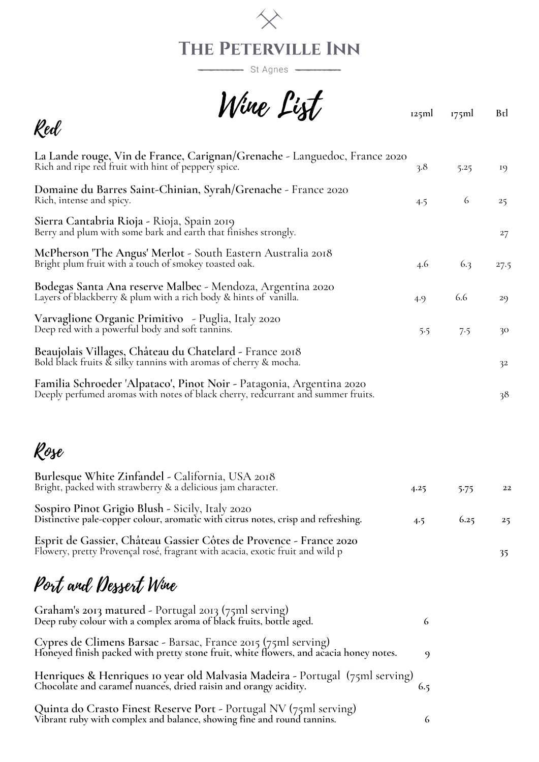# The Peterville Inn

St Agnes

# Wine List

## Red

| | 125ml | 175ml | Btl |
|---|---|---|---|
| **La Lande rouge, Vin de France, Carignan/Grenache** - Languedoc, France 2020<br>Rich and ripe red fruit with hint of peppery spice. | 3.8 | 5.25 | 19 |
| **Domaine du Barres Saint-Chinian, Syrah/Grenache** - France 2020<br>Rich, intense and spicy. | 4.5 | 6 | 25 |
| **Sierra Cantabria Rioja** - Rioja, Spain 2019<br>Berry and plum with some bark and earth that finishes strongly. | | | 27 |
| **McPherson 'The Angus' Merlot** - South Eastern Australia 2018<br>Bright plum fruit with a touch of smokey toasted oak. | 4.6 | 6.3 | 27.5 |
| **Bodegas Santa Ana reserve Malbec** - Mendoza, Argentina 2020<br>Layers of blackberry & plum with a rich body & hints of vanilla. | 4.9 | 6.6 | 29 |
| **Varvaglione Organic Primitivo** - Puglia, Italy 2020<br>Deep red with a powerful body and soft tannins. | 5.5 | 7.5 | 30 |
| **Beaujolais Villages, Château du Chatelard** - France 2018<br>Bold black fruits & silky tannins with aromas of cherry & mocha. | | | 32 |
| **Familia Schroeder 'Alpataco', Pinot Noir** - Patagonia, Argentina 2020<br>Deeply perfumed aromas with notes of black cherry, redcurrant and summer fruits. | | | 38 |

## Rose

| | 125ml | 175ml | Btl |
|---|---|---|---|
| **Burlesque White Zinfandel** - California, USA 2018<br>Bright, packed with strawberry & a delicious jam character. | 4.25 | 5.75 | 22 |
| **Sospiro Pinot Grigio Blush** - Sicily, Italy 2020<br>Distinctive pale-copper colour, aromatic with citrus notes, crisp and refreshing. | 4.5 | 6.25 | 25 |
| **Esprit de Gassier, Château Gassier Côtes de Provence - France 2020**<br>Flowery, pretty Provençal rosé, fragrant with acacia, exotic fruit and wild p | | | 35 |

## Port and Dessert Wine

| | |
|---|---|
| **Graham's 2013 matured** - Portugal 2013 (75ml serving)<br>Deep ruby colour with a complex aroma of black fruits, bottle aged. | 6 |
| **Cypres de Climens Barsac** - Barsac, France 2015 (75ml serving)<br>Honeyed finish packed with pretty stone fruit, white flowers, and acacia honey notes. | 9 |
| **Henriques & Henriques 10 year old Malvasia Madeira** - Portugal (75ml serving)<br>Chocolate and caramel nuances, dried raisin and orangy acidity. | 6.5 |
| **Quinta do Crasto Finest Reserve Port** - Portugal NV (75ml serving)<br>Vibrant ruby with complex and balance, showing fine and round tannins. | 6 |